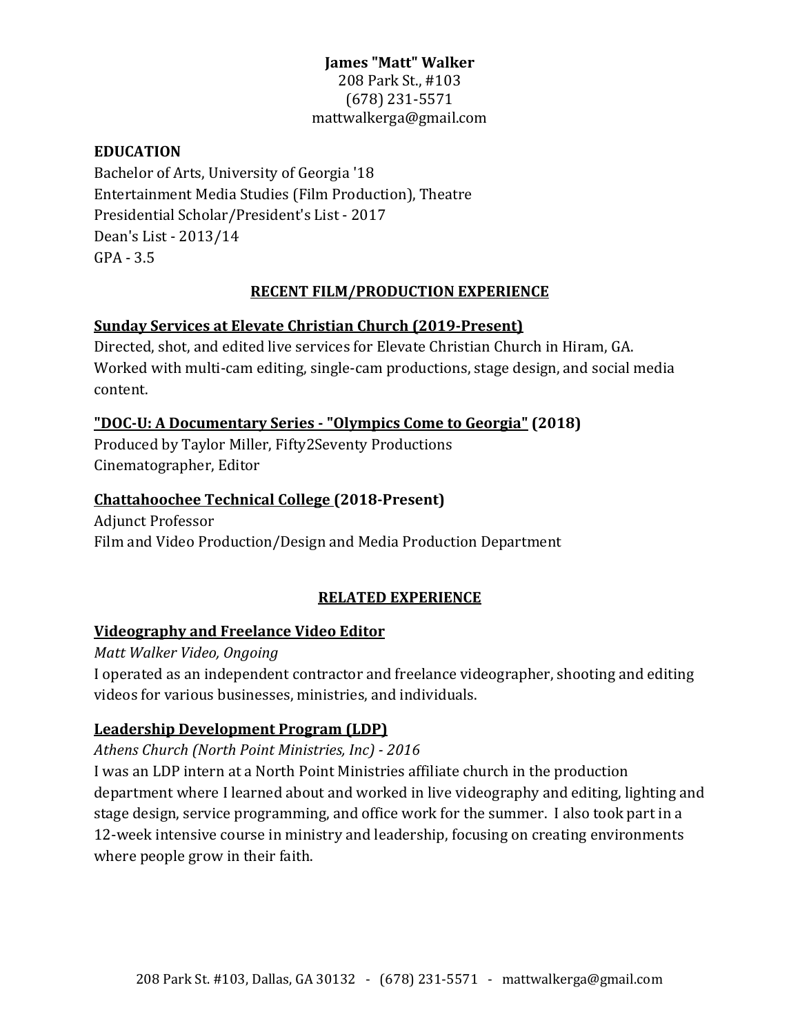**James "Matt" Walker**
208 Park St., #103
(678) 231-5571
mattwalkerga@gmail.com

## EDUCATION

Bachelor of Arts, University of Georgia '18
Entertainment Media Studies (Film Production), Theatre
Presidential Scholar/President's List - 2017
Dean's List - 2013/14
GPA - 3.5

## RECENT FILM/PRODUCTION EXPERIENCE

### Sunday Services at Elevate Christian Church (2019-Present)

Directed, shot, and edited live services for Elevate Christian Church in Hiram, GA. Worked with multi-cam editing, single-cam productions, stage design, and social media content.

### "DOC-U: A Documentary Series - "Olympics Come to Georgia" (2018)

Produced by Taylor Miller, Fifty2Seventy Productions
Cinematographer, Editor

### Chattahoochee Technical College (2018-Present)

Adjunct Professor
Film and Video Production/Design and Media Production Department

## RELATED EXPERIENCE

### Videography and Freelance Video Editor

*Matt Walker Video, Ongoing*
I operated as an independent contractor and freelance videographer, shooting and editing videos for various businesses, ministries, and individuals.

### Leadership Development Program (LDP)

*Athens Church (North Point Ministries, Inc) - 2016*
I was an LDP intern at a North Point Ministries affiliate church in the production department where I learned about and worked in live videography and editing, lighting and stage design, service programming, and office work for the summer. I also took part in a 12-week intensive course in ministry and leadership, focusing on creating environments where people grow in their faith.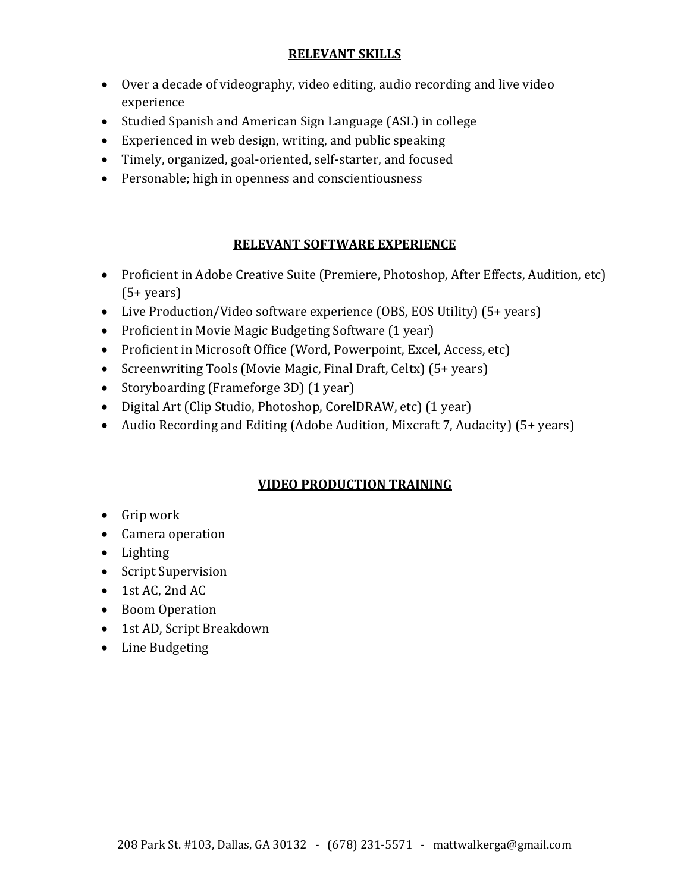## RELEVANT SKILLS

- Over a decade of videography, video editing, audio recording and live video experience
- Studied Spanish and American Sign Language (ASL) in college
- Experienced in web design, writing, and public speaking
- Timely, organized, goal-oriented, self-starter, and focused
- Personable; high in openness and conscientiousness

## RELEVANT SOFTWARE EXPERIENCE

- Proficient in Adobe Creative Suite (Premiere, Photoshop, After Effects, Audition, etc) (5+ years)
- Live Production/Video software experience (OBS, EOS Utility) (5+ years)
- Proficient in Movie Magic Budgeting Software (1 year)
- Proficient in Microsoft Office (Word, Powerpoint, Excel, Access, etc)
- Screenwriting Tools (Movie Magic, Final Draft, Celtx) (5+ years)
- Storyboarding (Frameforge 3D) (1 year)
- Digital Art (Clip Studio, Photoshop, CorelDRAW, etc) (1 year)
- Audio Recording and Editing (Adobe Audition, Mixcraft 7, Audacity) (5+ years)

## VIDEO PRODUCTION TRAINING

- Grip work
- Camera operation
- Lighting
- Script Supervision
- 1st AC, 2nd AC
- Boom Operation
- 1st AD, Script Breakdown
- Line Budgeting

208 Park St. #103, Dallas, GA 30132 - (678) 231-5571 - mattwalkerga@gmail.com